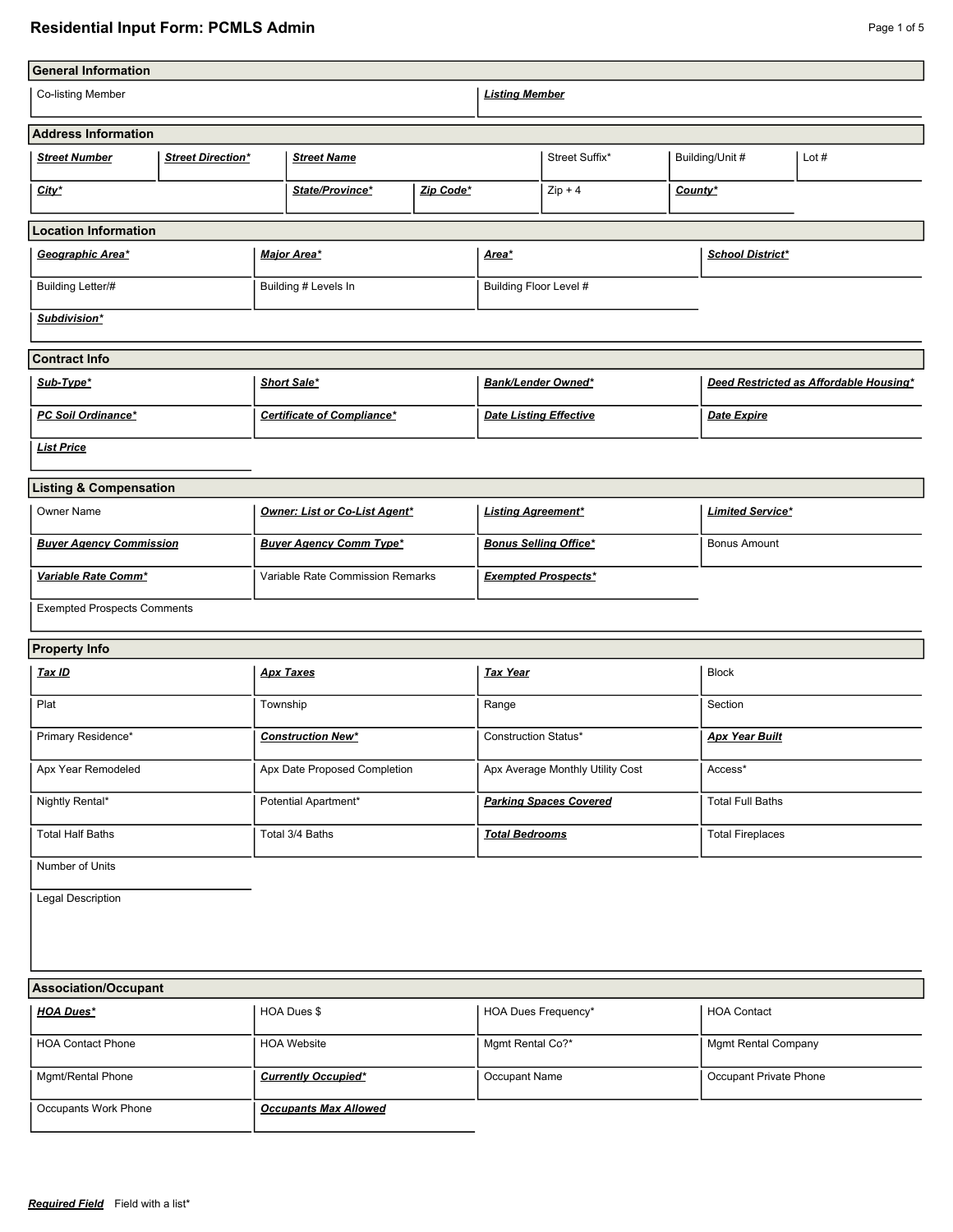# Residential Input Form: PCMLS Admin

## General Information

| Co-listing Member | ***Listing Member*** |
|---|---|
| | |

## Address Information

| ***Street Number*** | ***Street Direction**** | ***Street Name*** | Street Suffix* | Building/Unit # | Lot # |
|---|---|---|---|---|---|
| | | | | | |

| ***City**** | ***State/Province**** | ***Zip Code**** | Zip + 4 | ***County**** |
|---|---|---|---|---|
| | | | | |

## Location Information

| ***Geographic Area**** | ***Major Area**** | ***Area**** | ***School District**** |
|---|---|---|---|
| Building Letter/# | Building # Levels In | Building Floor Level # | |
| ***Subdivision**** | | | |

## Contract Info

| ***Sub-Type**** | ***Short Sale**** | ***Bank/Lender Owned**** | ***Deed Restricted as Affordable Housing**** |
|---|---|---|---|
| ***PC Soil Ordinance**** | ***Certificate of Compliance**** | ***Date Listing Effective*** | ***Date Expire*** |
| ***List Price*** | | | |

## Listing & Compensation

| Owner Name | ***Owner: List or Co-List Agent**** | ***Listing Agreement**** | ***Limited Service**** |
|---|---|---|---|
| ***Buyer Agency Commission*** | ***Buyer Agency Comm Type**** | ***Bonus Selling Office**** | Bonus Amount |
| ***Variable Rate Comm**** | Variable Rate Commission Remarks | ***Exempted Prospects**** | |
| Exempted Prospects Comments | | | |

## Property Info

| ***Tax ID*** | ***Apx Taxes*** | ***Tax Year*** | Block |
|---|---|---|---|
| Plat | Township | Range | Section |
| Primary Residence* | ***Construction New**** | Construction Status* | ***Apx Year Built*** |
| Apx Year Remodeled | Apx Date Proposed Completion | Apx Average Monthly Utility Cost | Access* |
| Nightly Rental* | Potential Apartment* | ***Parking Spaces Covered*** | Total Full Baths |
| Total Half Baths | Total 3/4 Baths | ***Total Bedrooms*** | Total Fireplaces |
| Number of Units | | | |

Legal Description

## Association/Occupant

| ***HOA Dues**** | HOA Dues $ | HOA Dues Frequency* | HOA Contact |
|---|---|---|---|
| HOA Contact Phone | HOA Website | Mgmt Rental Co?* | Mgmt Rental Company |
| Mgmt/Rental Phone | ***Currently Occupied**** | Occupant Name | Occupant Private Phone |
| Occupants Work Phone | ***Occupants Max Allowed*** | | |

***Required Field*** Field with a list*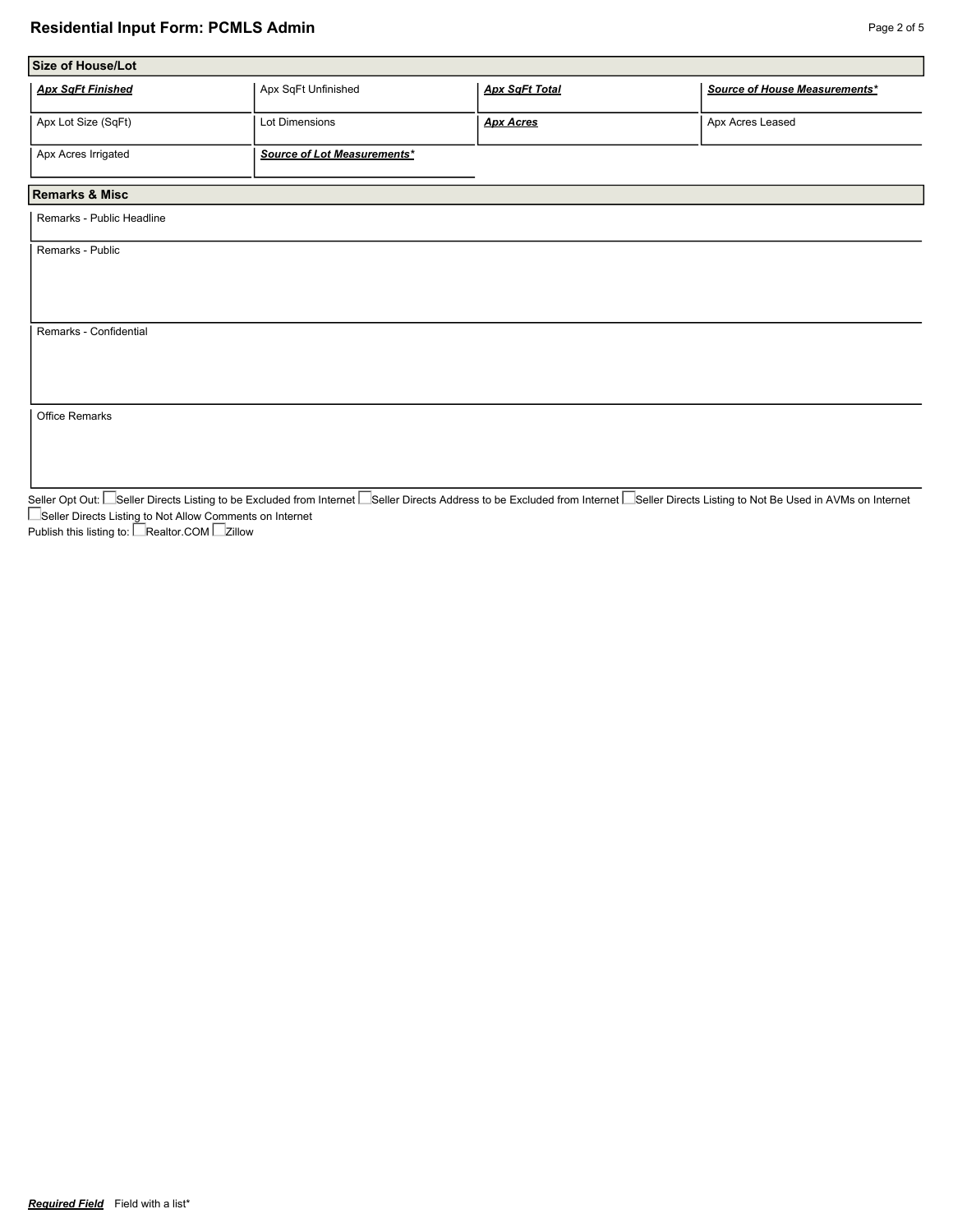## Residential Input Form: PCMLS Admin

### Size of House/Lot

| ***Apx SqFt Finished*** | Apx SqFt Unfinished | ***Apx SqFt Total*** | ***Source of House Measurements**** |
|---|---|---|---|
| Apx Lot Size (SqFt) | Lot Dimensions | ***Apx Acres*** | Apx Acres Leased |
| Apx Acres Irrigated | ***Source of Lot Measurements**** | | |

### Remarks & Misc

Remarks - Public Headline

Remarks - Public

Remarks - Confidential

Office Remarks

Seller Opt Out: ☐ Seller Directs Listing to be Excluded from Internet ☐ Seller Directs Address to be Excluded from Internet ☐ Seller Directs Listing to Not Be Used in AVMs on Internet ☐ Seller Directs Listing to Not Allow Comments on Internet

Publish this listing to: ☐ Realtor.COM ☐ Zillow

***Required Field*** Field with a list*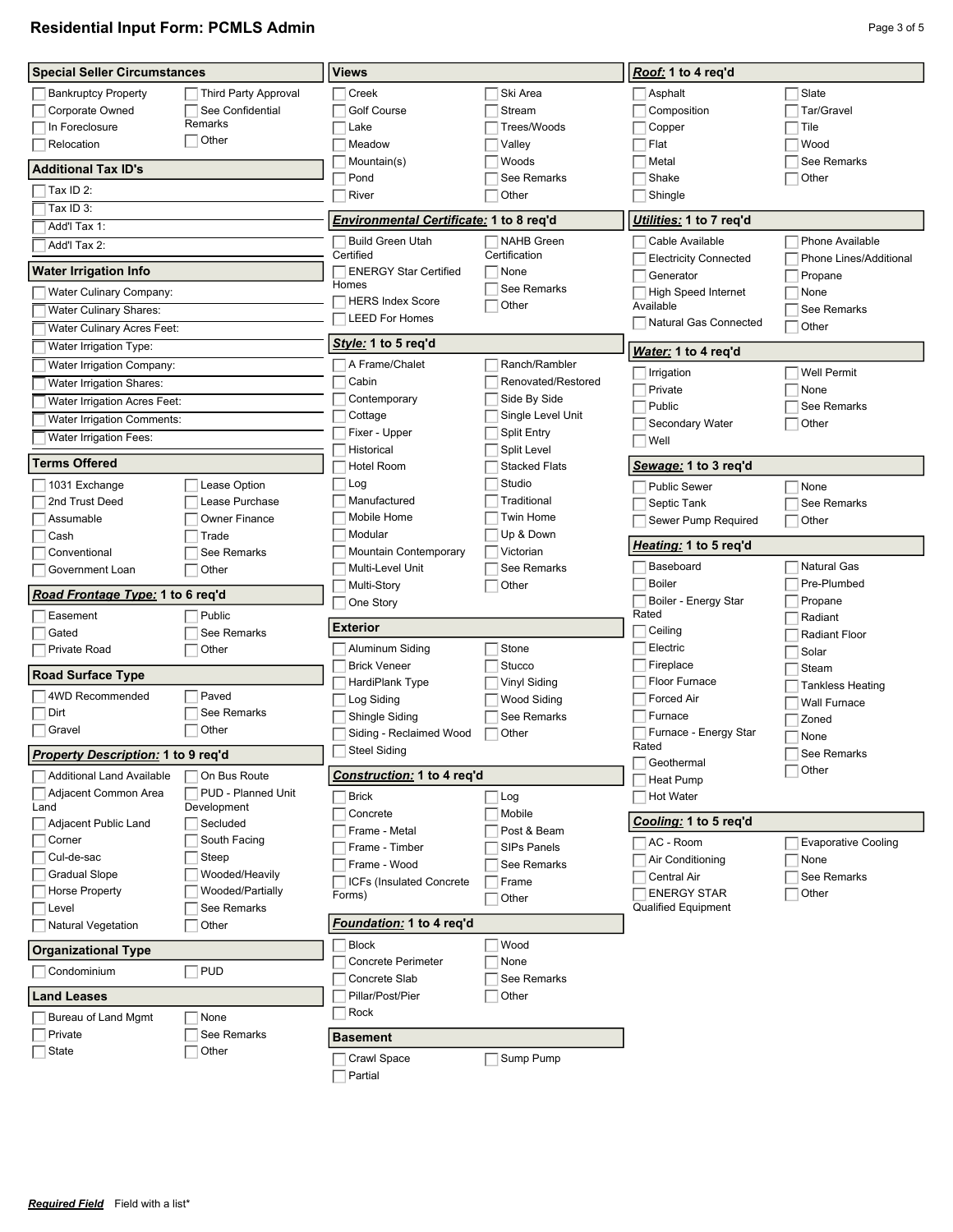# Residential Input Form: PCMLS Admin

## Special Seller Circumstances

- [ ] Bankruptcy Property
- [ ] Corporate Owned
- [ ] In Foreclosure
- [ ] Relocation
- [ ] Third Party Approval
- [ ] See Confidential Remarks
- [ ] Other

## Additional Tax ID's

- [ ] Tax ID 2:
- [ ] Tax ID 3:
- [ ] Add'l Tax 1:
- [ ] Add'l Tax 2:

## Water Irrigation Info

- [ ] Water Culinary Company:
- [ ] Water Culinary Shares:
- [ ] Water Culinary Acres Feet:
- [ ] Water Irrigation Type:
- [ ] Water Irrigation Company:
- [ ] Water Irrigation Shares:
- [ ] Water Irrigation Acres Feet:
- [ ] Water Irrigation Comments:
- [ ] Water Irrigation Fees:

## Terms Offered

- [ ] 1031 Exchange
- [ ] 2nd Trust Deed
- [ ] Assumable
- [ ] Cash
- [ ] Conventional
- [ ] Government Loan
- [ ] Lease Option
- [ ] Lease Purchase
- [ ] Owner Finance
- [ ] Trade
- [ ] See Remarks
- [ ] Other

## ***Road Frontage Type:*** 1 to 6 req'd

- [ ] Easement
- [ ] Gated
- [ ] Private Road
- [ ] Public
- [ ] See Remarks
- [ ] Other

## Road Surface Type

- [ ] 4WD Recommended
- [ ] Dirt
- [ ] Gravel
- [ ] Paved
- [ ] See Remarks
- [ ] Other

## ***Property Description:*** 1 to 9 req'd

- [ ] Additional Land Available
- [ ] Adjacent Common Area Land
- [ ] Adjacent Public Land
- [ ] Corner
- [ ] Cul-de-sac
- [ ] Gradual Slope
- [ ] Horse Property
- [ ] Level
- [ ] Natural Vegetation
- [ ] On Bus Route
- [ ] PUD - Planned Unit Development
- [ ] Secluded
- [ ] South Facing
- [ ] Steep
- [ ] Wooded/Heavily
- [ ] Wooded/Partially
- [ ] See Remarks
- [ ] Other

## Organizational Type

- [ ] Condominium
- [ ] PUD

## Land Leases

- [ ] Bureau of Land Mgmt
- [ ] Private
- [ ] State
- [ ] None
- [ ] See Remarks
- [ ] Other

## Views

- [ ] Creek
- [ ] Golf Course
- [ ] Lake
- [ ] Meadow
- [ ] Mountain(s)
- [ ] Pond
- [ ] River
- [ ] Ski Area
- [ ] Stream
- [ ] Trees/Woods
- [ ] Valley
- [ ] Woods
- [ ] See Remarks
- [ ] Other

## ***Environmental Certificate:*** 1 to 8 req'd

- [ ] Build Green Utah Certified
- [ ] ENERGY Star Certified Homes
- [ ] HERS Index Score
- [ ] LEED For Homes
- [ ] NAHB Green Certification
- [ ] None
- [ ] See Remarks
- [ ] Other

## ***Style:*** 1 to 5 req'd

- [ ] A Frame/Chalet
- [ ] Cabin
- [ ] Contemporary
- [ ] Cottage
- [ ] Fixer - Upper
- [ ] Historical
- [ ] Hotel Room
- [ ] Log
- [ ] Manufactured
- [ ] Mobile Home
- [ ] Modular
- [ ] Mountain Contemporary
- [ ] Multi-Level Unit
- [ ] Multi-Story
- [ ] One Story
- [ ] Ranch/Rambler
- [ ] Renovated/Restored
- [ ] Side By Side
- [ ] Single Level Unit
- [ ] Split Entry
- [ ] Split Level
- [ ] Stacked Flats
- [ ] Studio
- [ ] Traditional
- [ ] Twin Home
- [ ] Up & Down
- [ ] Victorian
- [ ] See Remarks
- [ ] Other

## Exterior

- [ ] Aluminum Siding
- [ ] Brick Veneer
- [ ] HardiPlank Type
- [ ] Log Siding
- [ ] Shingle Siding
- [ ] Siding - Reclaimed Wood
- [ ] Steel Siding
- [ ] Stone
- [ ] Stucco
- [ ] Vinyl Siding
- [ ] Wood Siding
- [ ] See Remarks
- [ ] Other

## ***Construction:*** 1 to 4 req'd

- [ ] Brick
- [ ] Concrete
- [ ] Frame - Metal
- [ ] Frame - Timber
- [ ] Frame - Wood
- [ ] ICFs (Insulated Concrete Forms)
- [ ] Log
- [ ] Mobile
- [ ] Post & Beam
- [ ] SIPs Panels
- [ ] See Remarks
- [ ] Frame
- [ ] Other

## ***Foundation:*** 1 to 4 req'd

- [ ] Block
- [ ] Concrete Perimeter
- [ ] Concrete Slab
- [ ] Pillar/Post/Pier
- [ ] Rock
- [ ] Wood
- [ ] None
- [ ] See Remarks
- [ ] Other

## Basement

- [ ] Crawl Space
- [ ] Partial
- [ ] Sump Pump

## ***Roof:*** 1 to 4 req'd

- [ ] Asphalt
- [ ] Composition
- [ ] Copper
- [ ] Flat
- [ ] Metal
- [ ] Shake
- [ ] Shingle
- [ ] Slate
- [ ] Tar/Gravel
- [ ] Tile
- [ ] Wood
- [ ] See Remarks
- [ ] Other

## ***Utilities:*** 1 to 7 req'd

- [ ] Cable Available
- [ ] Electricity Connected
- [ ] Generator
- [ ] High Speed Internet Available
- [ ] Natural Gas Connected
- [ ] Phone Available
- [ ] Phone Lines/Additional
- [ ] Propane
- [ ] None
- [ ] See Remarks
- [ ] Other

## ***Water:*** 1 to 4 req'd

- [ ] Irrigation
- [ ] Private
- [ ] Public
- [ ] Secondary Water
- [ ] Well
- [ ] Well Permit
- [ ] None
- [ ] See Remarks
- [ ] Other

## ***Sewage:*** 1 to 3 req'd

- [ ] Public Sewer
- [ ] Septic Tank
- [ ] Sewer Pump Required
- [ ] None
- [ ] See Remarks
- [ ] Other

## ***Heating:*** 1 to 5 req'd

- [ ] Baseboard
- [ ] Boiler
- [ ] Boiler - Energy Star Rated
- [ ] Ceiling
- [ ] Electric
- [ ] Fireplace
- [ ] Floor Furnace
- [ ] Forced Air
- [ ] Furnace
- [ ] Furnace - Energy Star Rated
- [ ] Geothermal
- [ ] Heat Pump
- [ ] Hot Water
- [ ] Natural Gas
- [ ] Pre-Plumbed
- [ ] Propane
- [ ] Radiant
- [ ] Radiant Floor
- [ ] Solar
- [ ] Steam
- [ ] Tankless Heating
- [ ] Wall Furnace
- [ ] Zoned
- [ ] None
- [ ] See Remarks
- [ ] Other

## ***Cooling:*** 1 to 5 req'd

- [ ] AC - Room
- [ ] Air Conditioning
- [ ] Central Air
- [ ] ENERGY STAR Qualified Equipment
- [ ] Evaporative Cooling
- [ ] None
- [ ] See Remarks
- [ ] Other

***Required Field*** Field with a list*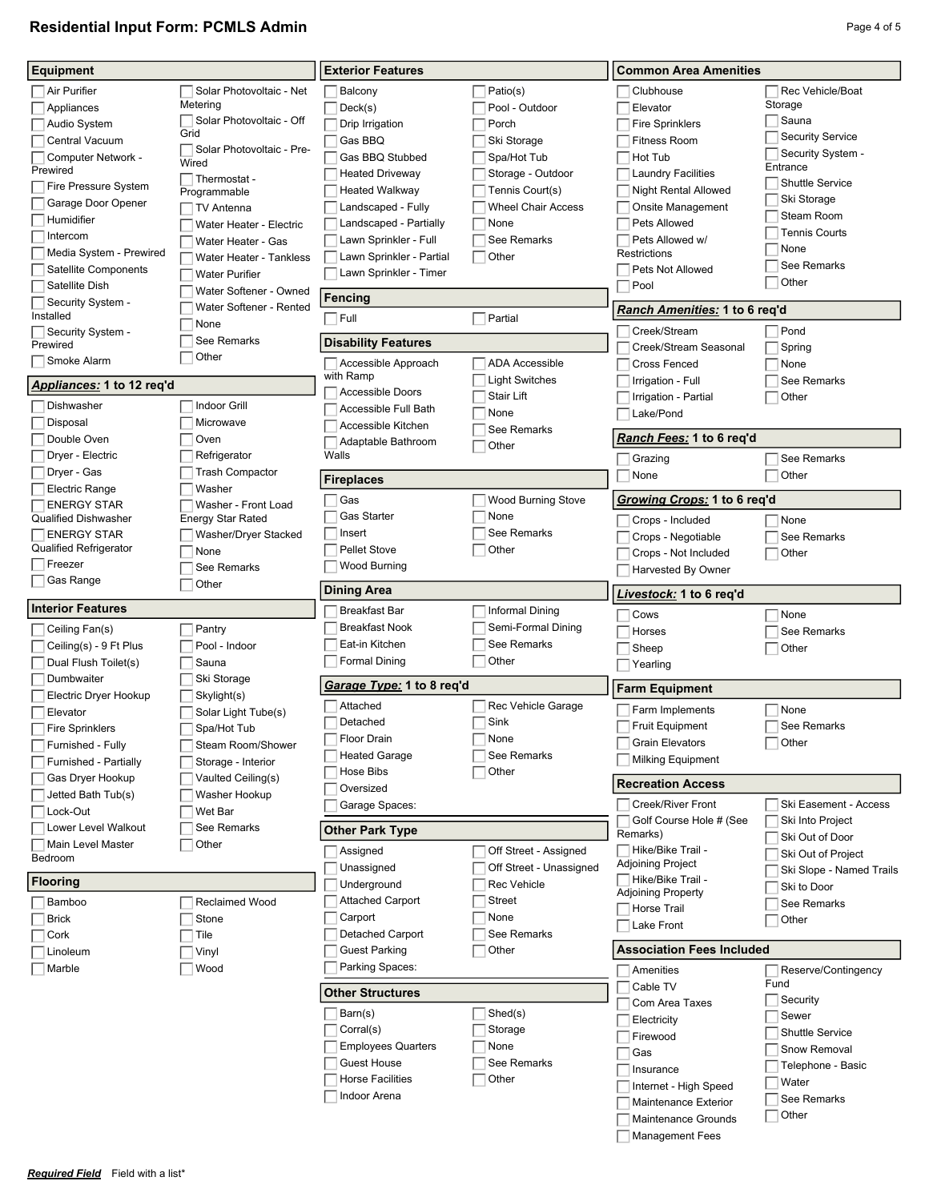# Residential Input Form: PCMLS Admin

## Equipment

- [ ] Air Purifier
- [ ] Appliances
- [ ] Audio System
- [ ] Central Vacuum
- [ ] Computer Network - Prewired
- [ ] Fire Pressure System
- [ ] Garage Door Opener
- [ ] Humidifier
- [ ] Intercom
- [ ] Media System - Prewired
- [ ] Satellite Components
- [ ] Satellite Dish
- [ ] Security System - Installed
- [ ] Security System - Prewired
- [ ] Smoke Alarm
- [ ] Solar Photovoltaic - Net Metering
- [ ] Solar Photovoltaic - Off Grid
- [ ] Solar Photovoltaic - Pre-Wired
- [ ] Thermostat - Programmable
- [ ] TV Antenna
- [ ] Water Heater - Electric
- [ ] Water Heater - Gas
- [ ] Water Heater - Tankless
- [ ] Water Purifier
- [ ] Water Softener - Owned
- [ ] Water Softener - Rented
- [ ] None
- [ ] See Remarks
- [ ] Other

## ***Appliances:*** 1 to 12 req'd

- [ ] Dishwasher
- [ ] Disposal
- [ ] Double Oven
- [ ] Dryer - Electric
- [ ] Dryer - Gas
- [ ] Electric Range
- [ ] ENERGY STAR Qualified Dishwasher
- [ ] ENERGY STAR Qualified Refrigerator
- [ ] Freezer
- [ ] Gas Range
- [ ] Indoor Grill
- [ ] Microwave
- [ ] Oven
- [ ] Refrigerator
- [ ] Trash Compactor
- [ ] Washer
- [ ] Washer - Front Load Energy Star Rated
- [ ] Washer/Dryer Stacked
- [ ] None
- [ ] See Remarks
- [ ] Other

## Interior Features

- [ ] Ceiling Fan(s)
- [ ] Ceiling(s) - 9 Ft Plus
- [ ] Dual Flush Toilet(s)
- [ ] Dumbwaiter
- [ ] Electric Dryer Hookup
- [ ] Elevator
- [ ] Fire Sprinklers
- [ ] Furnished - Fully
- [ ] Furnished - Partially
- [ ] Gas Dryer Hookup
- [ ] Jetted Bath Tub(s)
- [ ] Lock-Out
- [ ] Lower Level Walkout
- [ ] Main Level Master Bedroom
- [ ] Pantry
- [ ] Pool - Indoor
- [ ] Sauna
- [ ] Ski Storage
- [ ] Skylight(s)
- [ ] Solar Light Tube(s)
- [ ] Spa/Hot Tub
- [ ] Steam Room/Shower
- [ ] Storage - Interior
- [ ] Vaulted Ceiling(s)
- [ ] Washer Hookup
- [ ] Wet Bar
- [ ] See Remarks
- [ ] Other

## Flooring

- [ ] Bamboo
- [ ] Brick
- [ ] Cork
- [ ] Linoleum
- [ ] Marble
- [ ] Reclaimed Wood
- [ ] Stone
- [ ] Tile
- [ ] Vinyl
- [ ] Wood

## Exterior Features

- [ ] Balcony
- [ ] Deck(s)
- [ ] Drip Irrigation
- [ ] Gas BBQ
- [ ] Gas BBQ Stubbed
- [ ] Heated Driveway
- [ ] Heated Walkway
- [ ] Landscaped - Fully
- [ ] Landscaped - Partially
- [ ] Lawn Sprinkler - Full
- [ ] Lawn Sprinkler - Partial
- [ ] Lawn Sprinkler - Timer
- [ ] Patio(s)
- [ ] Pool - Outdoor
- [ ] Porch
- [ ] Ski Storage
- [ ] Spa/Hot Tub
- [ ] Storage - Outdoor
- [ ] Tennis Court(s)
- [ ] Wheel Chair Access
- [ ] None
- [ ] See Remarks
- [ ] Other

## Fencing

- [ ] Full
- [ ] Partial

## Disability Features

- [ ] Accessible Approach with Ramp
- [ ] Accessible Doors
- [ ] Accessible Full Bath
- [ ] Accessible Kitchen
- [ ] Adaptable Bathroom Walls
- [ ] ADA Accessible
- [ ] Light Switches
- [ ] Stair Lift
- [ ] None
- [ ] See Remarks
- [ ] Other

## Fireplaces

- [ ] Gas
- [ ] Gas Starter
- [ ] Insert
- [ ] Pellet Stove
- [ ] Wood Burning
- [ ] Wood Burning Stove
- [ ] None
- [ ] See Remarks
- [ ] Other

## Dining Area

- [ ] Breakfast Bar
- [ ] Breakfast Nook
- [ ] Eat-in Kitchen
- [ ] Formal Dining
- [ ] Informal Dining
- [ ] Semi-Formal Dining
- [ ] See Remarks
- [ ] Other

## ***Garage Type:*** 1 to 8 req'd

- [ ] Attached
- [ ] Detached
- [ ] Floor Drain
- [ ] Heated Garage
- [ ] Hose Bibs
- [ ] Oversized
- [ ] Garage Spaces:
- [ ] Rec Vehicle Garage
- [ ] Sink
- [ ] None
- [ ] See Remarks
- [ ] Other

## Other Park Type

- [ ] Assigned
- [ ] Unassigned
- [ ] Underground
- [ ] Attached Carport
- [ ] Carport
- [ ] Detached Carport
- [ ] Guest Parking
- [ ] Parking Spaces:
- [ ] Off Street - Assigned
- [ ] Off Street - Unassigned
- [ ] Rec Vehicle
- [ ] Street
- [ ] None
- [ ] See Remarks
- [ ] Other

## Other Structures

- [ ] Barn(s)
- [ ] Corral(s)
- [ ] Employees Quarters
- [ ] Guest House
- [ ] Horse Facilities
- [ ] Indoor Arena
- [ ] Shed(s)
- [ ] Storage
- [ ] None
- [ ] See Remarks
- [ ] Other

## Common Area Amenities

- [ ] Clubhouse
- [ ] Elevator
- [ ] Fire Sprinklers
- [ ] Fitness Room
- [ ] Hot Tub
- [ ] Laundry Facilities
- [ ] Night Rental Allowed
- [ ] Onsite Management
- [ ] Pets Allowed
- [ ] Pets Allowed w/ Restrictions
- [ ] Pets Not Allowed
- [ ] Pool
- [ ] Rec Vehicle/Boat Storage
- [ ] Sauna
- [ ] Security Service
- [ ] Security System - Entrance
- [ ] Shuttle Service
- [ ] Ski Storage
- [ ] Steam Room
- [ ] Tennis Courts
- [ ] None
- [ ] See Remarks
- [ ] Other

## ***Ranch Amenities:*** 1 to 6 req'd

- [ ] Creek/Stream
- [ ] Creek/Stream Seasonal
- [ ] Cross Fenced
- [ ] Irrigation - Full
- [ ] Irrigation - Partial
- [ ] Lake/Pond
- [ ] Pond
- [ ] Spring
- [ ] None
- [ ] See Remarks
- [ ] Other

## ***Ranch Fees:*** 1 to 6 req'd

- [ ] Grazing
- [ ] None
- [ ] See Remarks
- [ ] Other

## ***Growing Crops:*** 1 to 6 req'd

- [ ] Crops - Included
- [ ] Crops - Negotiable
- [ ] Crops - Not Included
- [ ] Harvested By Owner
- [ ] None
- [ ] See Remarks
- [ ] Other

## ***Livestock:*** 1 to 6 req'd

- [ ] Cows
- [ ] Horses
- [ ] Sheep
- [ ] Yearling
- [ ] None
- [ ] See Remarks
- [ ] Other

## Farm Equipment

- [ ] Farm Implements
- [ ] Fruit Equipment
- [ ] Grain Elevators
- [ ] Milking Equipment
- [ ] None
- [ ] See Remarks
- [ ] Other

## Recreation Access

- [ ] Creek/River Front
- [ ] Golf Course Hole # (See Remarks)
- [ ] Hike/Bike Trail - Adjoining Project
- [ ] Hike/Bike Trail - Adjoining Property
- [ ] Horse Trail
- [ ] Lake Front
- [ ] Ski Easement - Access
- [ ] Ski Into Project
- [ ] Ski Out of Door
- [ ] Ski Out of Project
- [ ] Ski Slope - Named Trails
- [ ] Ski to Door
- [ ] See Remarks
- [ ] Other

## Association Fees Included

- [ ] Amenities
- [ ] Cable TV
- [ ] Com Area Taxes
- [ ] Electricity
- [ ] Firewood
- [ ] Gas
- [ ] Insurance
- [ ] Internet - High Speed
- [ ] Maintenance Exterior
- [ ] Maintenance Grounds
- [ ] Management Fees
- [ ] Reserve/Contingency Fund
- [ ] Security
- [ ] Sewer
- [ ] Shuttle Service
- [ ] Snow Removal
- [ ] Telephone - Basic
- [ ] Water
- [ ] See Remarks
- [ ] Other

***Required Field*** Field with a list*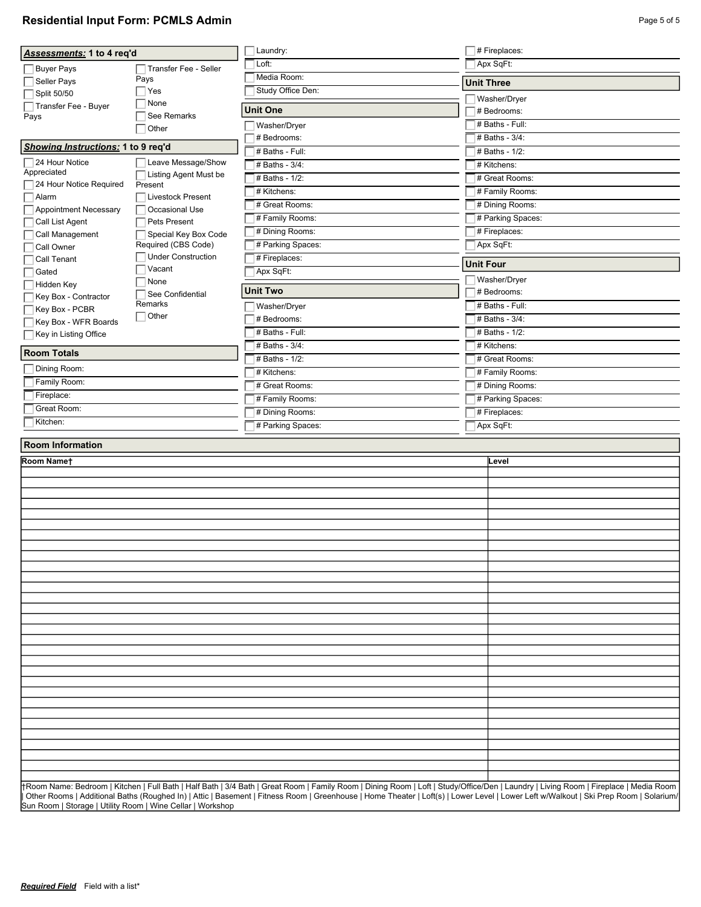# Residential Input Form: PCMLS Admin

## ***Assessments:*** 1 to 4 req'd

- ☐ Buyer Pays
- ☐ Seller Pays
- ☐ Split 50/50
- ☐ Transfer Fee - Buyer Pays
- ☐ Transfer Fee - Seller Pays
- ☐ Yes
- ☐ None
- ☐ See Remarks
- ☐ Other

## ***Showing Instructions:*** 1 to 9 req'd

- ☐ 24 Hour Notice Appreciated
- ☐ 24 Hour Notice Required
- ☐ Alarm
- ☐ Appointment Necessary
- ☐ Call List Agent
- ☐ Call Management
- ☐ Call Owner
- ☐ Call Tenant
- ☐ Gated
- ☐ Hidden Key
- ☐ Key Box - Contractor
- ☐ Key Box - PCBR
- ☐ Key Box - WFR Boards
- ☐ Key in Listing Office
- ☐ Leave Message/Show
- ☐ Listing Agent Must be Present
- ☐ Livestock Present
- ☐ Occasional Use
- ☐ Pets Present
- ☐ Special Key Box Code Required (CBS Code)
- ☐ Under Construction
- ☐ Vacant
- ☐ None
- ☐ See Confidential Remarks
- ☐ Other

## Room Totals

- ☐ Dining Room:
- ☐ Family Room:
- ☐ Fireplace:
- ☐ Great Room:
- ☐ Kitchen:
- ☐ Laundry:
- ☐ Loft:
- ☐ Media Room:
- ☐ Study Office Den:

## Unit One

- ☐ Washer/Dryer
- ☐ # Bedrooms:
- ☐ # Baths - Full:
- ☐ # Baths - 3/4:
- ☐ # Baths - 1/2:
- ☐ # Kitchens:
- ☐ # Great Rooms:
- ☐ # Family Rooms:
- ☐ # Dining Rooms:
- ☐ # Parking Spaces:
- ☐ # Fireplaces:
- ☐ Apx SqFt:

## Unit Two

- ☐ Washer/Dryer
- ☐ # Bedrooms:
- ☐ # Baths - Full:
- ☐ # Baths - 3/4:
- ☐ # Baths - 1/2:
- ☐ # Kitchens:
- ☐ # Great Rooms:
- ☐ # Family Rooms:
- ☐ # Dining Rooms:
- ☐ # Parking Spaces:
- ☐ # Fireplaces:
- ☐ Apx SqFt:

## Unit Three

- ☐ Washer/Dryer
- ☐ # Bedrooms:
- ☐ # Baths - Full:
- ☐ # Baths - 3/4:
- ☐ # Baths - 1/2:
- ☐ # Kitchens:
- ☐ # Great Rooms:
- ☐ # Family Rooms:
- ☐ # Dining Rooms:
- ☐ # Parking Spaces:
- ☐ # Fireplaces:
- ☐ Apx SqFt:

## Unit Four

- ☐ Washer/Dryer
- ☐ # Bedrooms:
- ☐ # Baths - Full:
- ☐ # Baths - 3/4:
- ☐ # Baths - 1/2:
- ☐ # Kitchens:
- ☐ # Great Rooms:
- ☐ # Family Rooms:
- ☐ # Dining Rooms:
- ☐ # Parking Spaces:
- ☐ # Fireplaces:
- ☐ Apx SqFt:

## Room Information

| Room Name† | Level |
|---|---|
| | |
| | |
| | |
| | |
| | |
| | |
| | |
| | |
| | |
| | |
| | |
| | |
| | |
| | |
| | |
| | |
| | |
| | |
| | |
| | |
| | |
| | |
| | |
| | |
| | |
| | |
| | |
| | |
| | |
| | |

†Room Name: Bedroom | Kitchen | Full Bath | Half Bath | 3/4 Bath | Great Room | Family Room | Dining Room | Loft | Study/Office/Den | Laundry | Living Room | Fireplace | Media Room | Other Rooms | Additional Baths (Roughed In) | Attic | Basement | Fitness Room | Greenhouse | Home Theater | Loft(s) | Lower Level | Lower Left w/Walkout | Ski Prep Room | Solarium/ Sun Room | Storage | Utility Room | Wine Cellar | Workshop

***Required Field*** Field with a list*